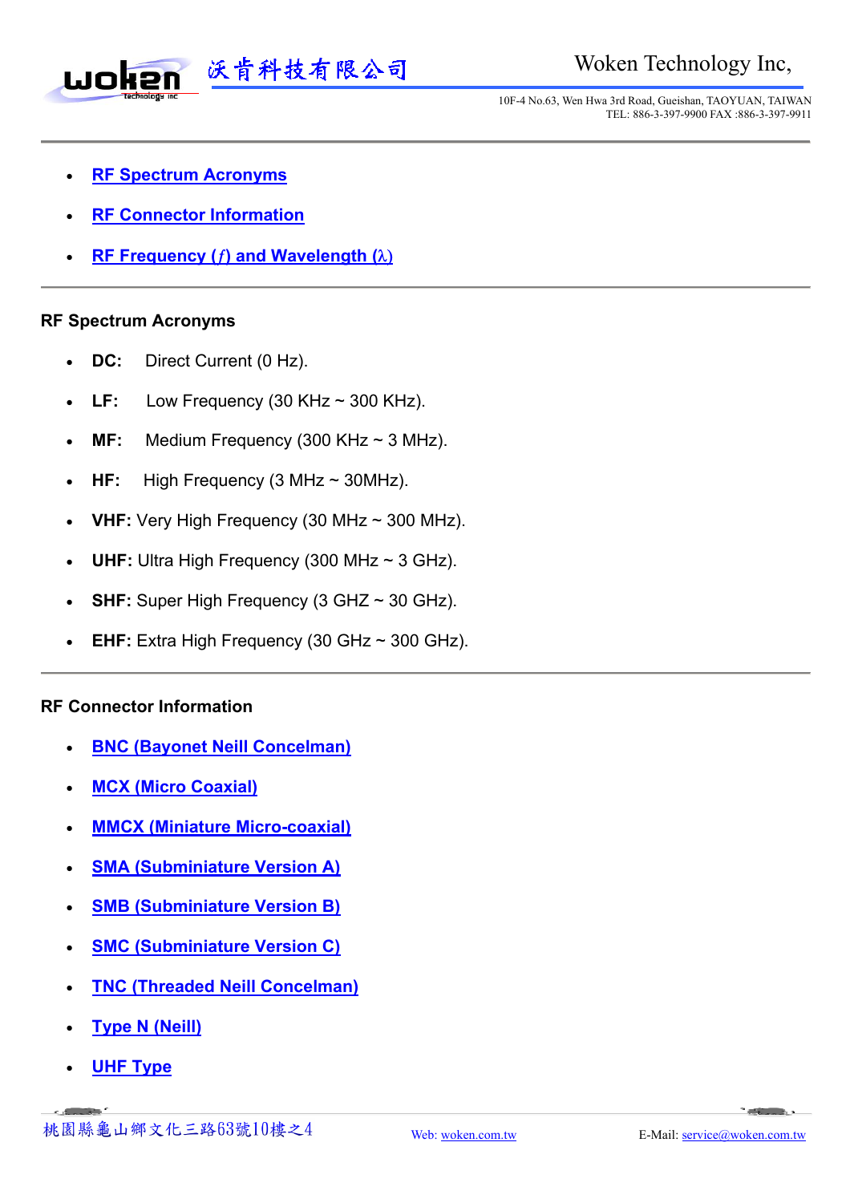- RF Spectrum Acronyms
- RF Connector Information
- RF Frequency (*f*) and Wavelength (λ)

## RF Spectrum Acronyms

- **DC:** Direct Current (0 Hz).
- **LF:** Low Frequency (30 KHz ~ 300 KHz).
- **MF:** Medium Frequency (300 KHz ~ 3 MHz).
- **HF:** High Frequency (3 MHz ~ 30MHz).
- **VHF:** Very High Frequency (30 MHz ~ 300 MHz).
- **UHF:** Ultra High Frequency (300 MHz ~ 3 GHz).
- **SHF:** Super High Frequency (3 GHZ ~ 30 GHz).
- **EHF:** Extra High Frequency (30 GHz ~ 300 GHz).

## RF Connector Information

- BNC (Bayonet Neill Concelman)
- MCX (Micro Coaxial)
- MMCX (Miniature Micro-coaxial)
- SMA (Subminiature Version A)
- SMB (Subminiature Version B)
- SMC (Subminiature Version C)
- TNC (Threaded Neill Concelman)
- Type N (Neill)
- UHF Type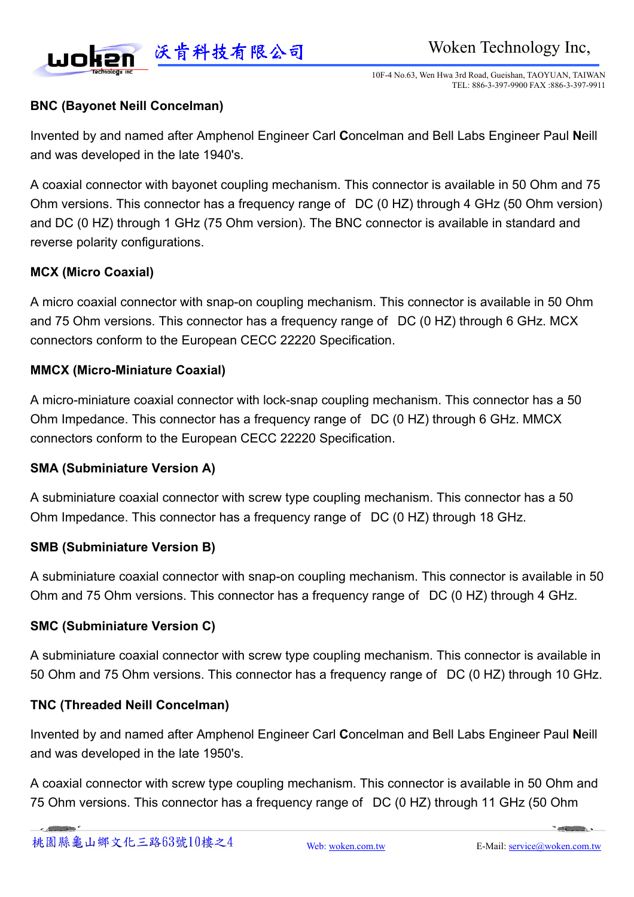**BNC (Bayonet Neill Concelman)**

Invented by and named after Amphenol Engineer Carl **C**oncelman and Bell Labs Engineer Paul **N**eill and was developed in the late 1940's.

A coaxial connector with bayonet coupling mechanism. This connector is available in 50 Ohm and 75 Ohm versions. This connector has a frequency range of DC (0 HZ) through 4 GHz (50 Ohm version) and DC (0 HZ) through 1 GHz (75 Ohm version). The BNC connector is available in standard and reverse polarity configurations.

**MCX (Micro Coaxial)**

A micro coaxial connector with snap-on coupling mechanism. This connector is available in 50 Ohm and 75 Ohm versions. This connector has a frequency range of DC (0 HZ) through 6 GHz. MCX connectors conform to the European CECC 22220 Specification.

**MMCX (Micro-Miniature Coaxial)**

A micro-miniature coaxial connector with lock-snap coupling mechanism. This connector has a 50 Ohm Impedance. This connector has a frequency range of DC (0 HZ) through 6 GHz. MMCX connectors conform to the European CECC 22220 Specification.

**SMA (Subminiature Version A)**

A subminiature coaxial connector with screw type coupling mechanism. This connector has a 50 Ohm Impedance. This connector has a frequency range of DC (0 HZ) through 18 GHz.

**SMB (Subminiature Version B)**

A subminiature coaxial connector with snap-on coupling mechanism. This connector is available in 50 Ohm and 75 Ohm versions. This connector has a frequency range of DC (0 HZ) through 4 GHz.

**SMC (Subminiature Version C)**

A subminiature coaxial connector with screw type coupling mechanism. This connector is available in 50 Ohm and 75 Ohm versions. This connector has a frequency range of DC (0 HZ) through 10 GHz.

**TNC (Threaded Neill Concelman)**

Invented by and named after Amphenol Engineer Carl **C**oncelman and Bell Labs Engineer Paul **N**eill and was developed in the late 1950's.

A coaxial connector with screw type coupling mechanism. This connector is available in 50 Ohm and 75 Ohm versions. This connector has a frequency range of DC (0 HZ) through 11 GHz (50 Ohm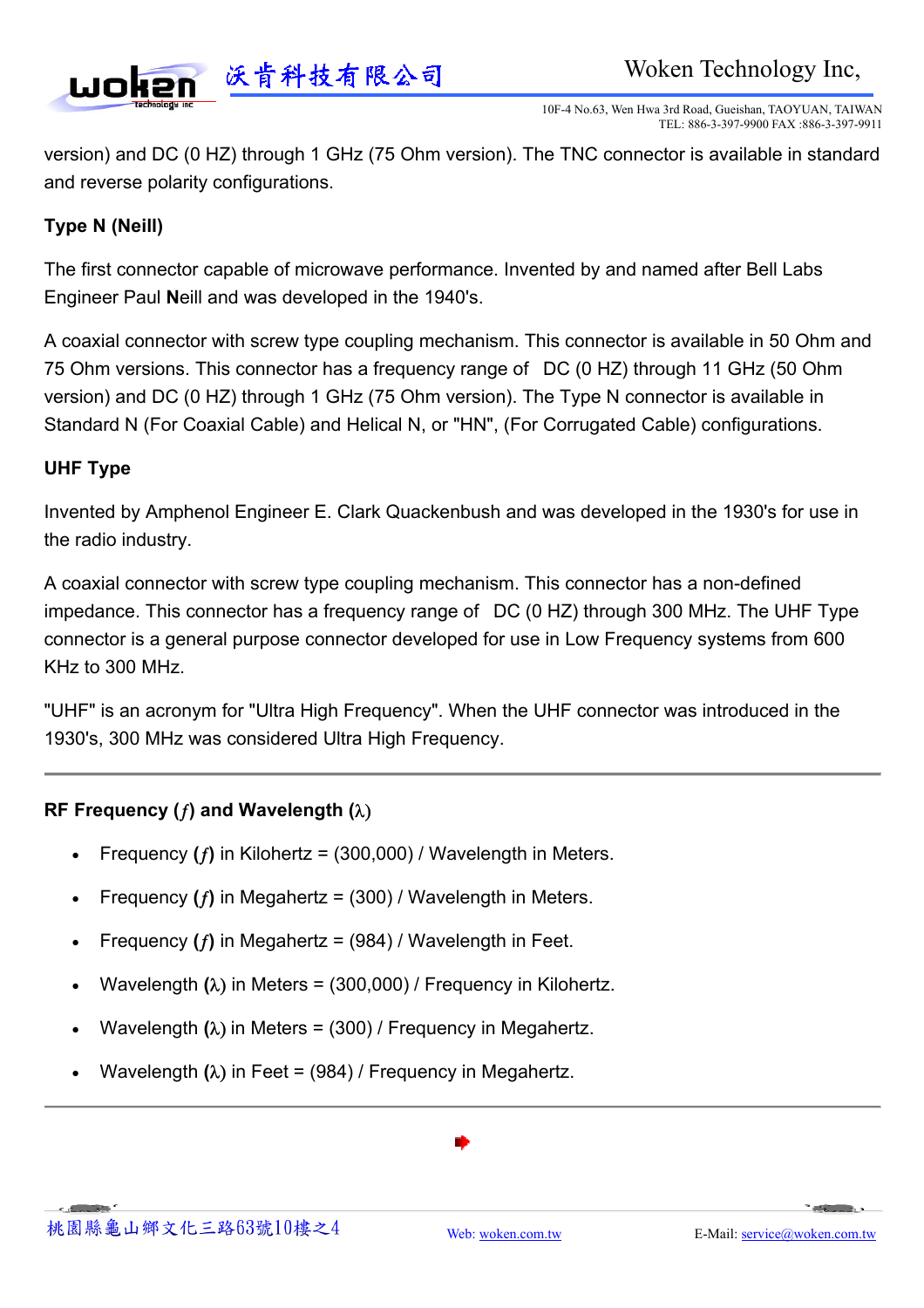version) and DC (0 HZ) through 1 GHz (75 Ohm version). The TNC connector is available in standard and reverse polarity configurations.

**Type N (Neill)**

The first connector capable of microwave performance. Invented by and named after Bell Labs Engineer Paul **N**eill and was developed in the 1940's.

A coaxial connector with screw type coupling mechanism. This connector is available in 50 Ohm and 75 Ohm versions. This connector has a frequency range of DC (0 HZ) through 11 GHz (50 Ohm version) and DC (0 HZ) through 1 GHz (75 Ohm version). The Type N connector is available in Standard N (For Coaxial Cable) and Helical N, or "HN", (For Corrugated Cable) configurations.

**UHF Type**

Invented by Amphenol Engineer E. Clark Quackenbush and was developed in the 1930's for use in the radio industry.

A coaxial connector with screw type coupling mechanism. This connector has a non-defined impedance. This connector has a frequency range of DC (0 HZ) through 300 MHz. The UHF Type connector is a general purpose connector developed for use in Low Frequency systems from 600 KHz to 300 MHz.

"UHF" is an acronym for "Ultra High Frequency". When the UHF connector was introduced in the 1930's, 300 MHz was considered Ultra High Frequency.

---

**RF Frequency ($f$) and Wavelength ($\lambda$)**

- Frequency ($f$) in Kilohertz = (300,000) / Wavelength in Meters.
- Frequency ($f$) in Megahertz = (300) / Wavelength in Meters.
- Frequency ($f$) in Megahertz = (984) / Wavelength in Feet.
- Wavelength ($\lambda$) in Meters = (300,000) / Frequency in Kilohertz.
- Wavelength ($\lambda$) in Meters = (300) / Frequency in Megahertz.
- Wavelength ($\lambda$) in Feet = (984) / Frequency in Megahertz.

---